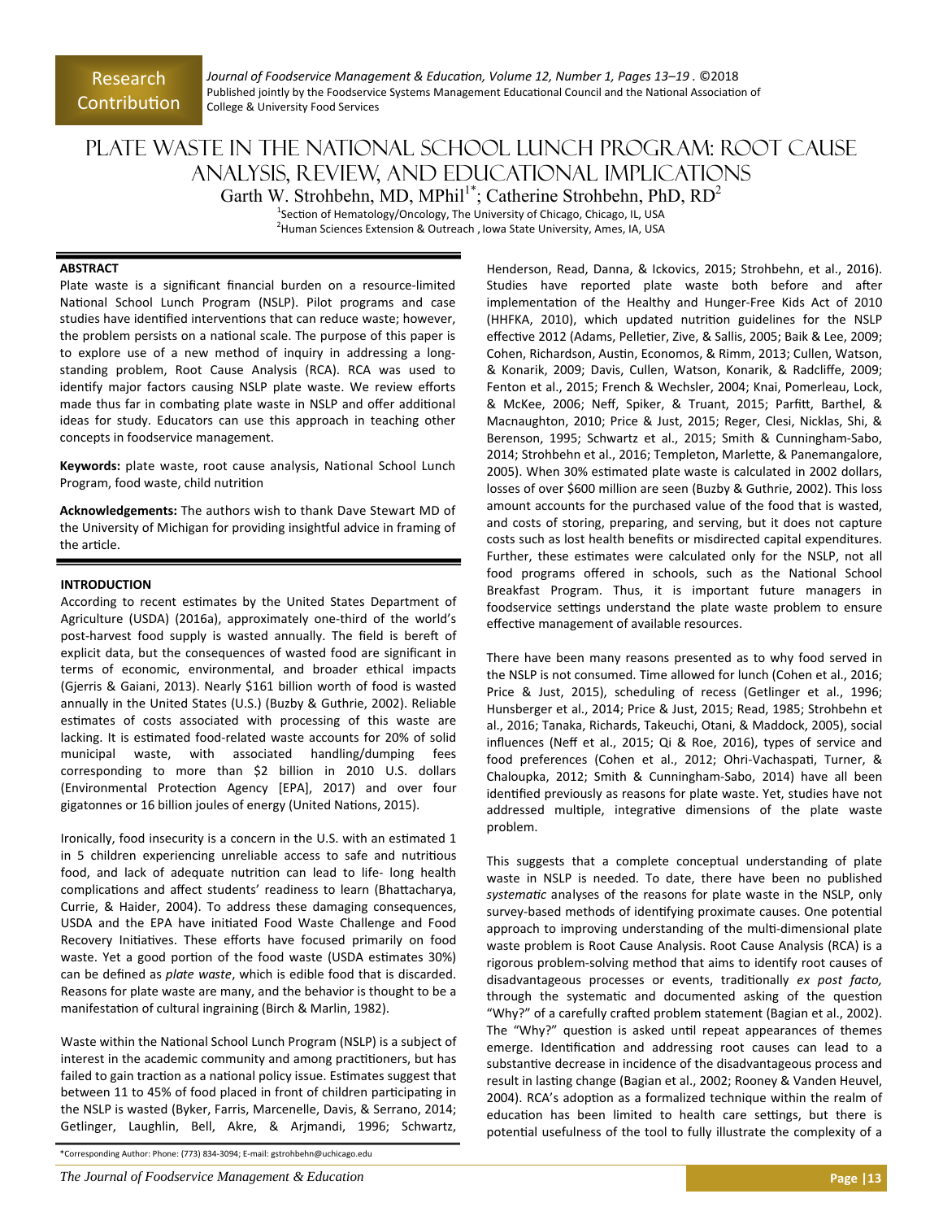Research Contribution

# PLATE WASTE IN THE NATIONAL SCHOOL LUNCH PROGRAM: ROOT CAUSE ANALYSIS, REVIEW, AND EDUCATIONAL IMPLICATIONS

Garth W. Strohbehn, MD, MPhil[1*]; Catherine Strohbehn, PhD, RD[2]

[1]Section of Hematology/Oncology, The University of Chicago, Chicago, IL, USA
[2]Human Sciences Extension & Outreach , Iowa State University, Ames, IA, USA

## ABSTRACT

Plate waste is a significant financial burden on a resource-limited National School Lunch Program (NSLP). Pilot programs and case studies have identified interventions that can reduce waste; however, the problem persists on a national scale. The purpose of this paper is to explore use of a new method of inquiry in addressing a long-standing problem, Root Cause Analysis (RCA). RCA was used to identify major factors causing NSLP plate waste. We review efforts made thus far in combating plate waste in NSLP and offer additional ideas for study. Educators can use this approach in teaching other concepts in foodservice management.

**Keywords:** plate waste, root cause analysis, National School Lunch Program, food waste, child nutrition

**Acknowledgements:** The authors wish to thank Dave Stewart MD of the University of Michigan for providing insightful advice in framing of the article.

## INTRODUCTION

According to recent estimates by the United States Department of Agriculture (USDA) (2016a), approximately one-third of the world's post-harvest food supply is wasted annually. The field is bereft of explicit data, but the consequences of wasted food are significant in terms of economic, environmental, and broader ethical impacts (Gjerris & Gaiani, 2013). Nearly $161 billion worth of food is wasted annually in the United States (U.S.) (Buzby & Guthrie, 2002). Reliable estimates of costs associated with processing of this waste are lacking. It is estimated food-related waste accounts for 20% of solid municipal waste, with associated handling/dumping fees corresponding to more than $2 billion in 2010 U.S. dollars (Environmental Protection Agency [EPA], 2017) and over four gigatonnes or 16 billion joules of energy (United Nations, 2015).

Ironically, food insecurity is a concern in the U.S. with an estimated 1 in 5 children experiencing unreliable access to safe and nutritious food, and lack of adequate nutrition can lead to life- long health complications and affect students' readiness to learn (Bhattacharya, Currie, & Haider, 2004). To address these damaging consequences, USDA and the EPA have initiated Food Waste Challenge and Food Recovery Initiatives. These efforts have focused primarily on food waste. Yet a good portion of the food waste (USDA estimates 30%) can be defined as *plate waste*, which is edible food that is discarded. Reasons for plate waste are many, and the behavior is thought to be a manifestation of cultural ingraining (Birch & Marlin, 1982).

Waste within the National School Lunch Program (NSLP) is a subject of interest in the academic community and among practitioners, but has failed to gain traction as a national policy issue. Estimates suggest that between 11 to 45% of food placed in front of children participating in the NSLP is wasted (Byker, Farris, Marcenelle, Davis, & Serrano, 2014; Getlinger, Laughlin, Bell, Akre, & Arjmandi, 1996; Schwartz, Henderson, Read, Danna, & Ickovics, 2015; Strohbehn, et al., 2016). Studies have reported plate waste both before and after implementation of the Healthy and Hunger-Free Kids Act of 2010 (HHFKA, 2010), which updated nutrition guidelines for the NSLP effective 2012 (Adams, Pelletier, Zive, & Sallis, 2005; Baik & Lee, 2009; Cohen, Richardson, Austin, Economos, & Rimm, 2013; Cullen, Watson, & Konarik, 2009; Davis, Cullen, Watson, Konarik, & Radcliffe, 2009; Fenton et al., 2015; French & Wechsler, 2004; Knai, Pomerleau, Lock, & McKee, 2006; Neff, Spiker, & Truant, 2015; Parfitt, Barthel, & Macnaughton, 2010; Price & Just, 2015; Reger, Clesi, Nicklas, Shi, & Berenson, 1995; Schwartz et al., 2015; Smith & Cunningham-Sabo, 2014; Strohbehn et al., 2016; Templeton, Marlette, & Panemangalore, 2005). When 30% estimated plate waste is calculated in 2002 dollars, losses of over $600 million are seen (Buzby & Guthrie, 2002). This loss amount accounts for the purchased value of the food that is wasted, and costs of storing, preparing, and serving, but it does not capture costs such as lost health benefits or misdirected capital expenditures. Further, these estimates were calculated only for the NSLP, not all food programs offered in schools, such as the National School Breakfast Program. Thus, it is important future managers in foodservice settings understand the plate waste problem to ensure effective management of available resources.

There have been many reasons presented as to why food served in the NSLP is not consumed. Time allowed for lunch (Cohen et al., 2016; Price & Just, 2015), scheduling of recess (Getlinger et al., 1996; Hunsberger et al., 2014; Price & Just, 2015; Read, 1985; Strohbehn et al., 2016; Tanaka, Richards, Takeuchi, Otani, & Maddock, 2005), social influences (Neff et al., 2015; Qi & Roe, 2016), types of service and food preferences (Cohen et al., 2012; Ohri-Vachaspati, Turner, & Chaloupka, 2012; Smith & Cunningham-Sabo, 2014) have all been identified previously as reasons for plate waste. Yet, studies have not addressed multiple, integrative dimensions of the plate waste problem.

This suggests that a complete conceptual understanding of plate waste in NSLP is needed. To date, there have been no published *systematic* analyses of the reasons for plate waste in the NSLP, only survey-based methods of identifying proximate causes. One potential approach to improving understanding of the multi-dimensional plate waste problem is Root Cause Analysis. Root Cause Analysis (RCA) is a rigorous problem-solving method that aims to identify root causes of disadvantageous processes or events, traditionally *ex post facto,* through the systematic and documented asking of the question "Why?" of a carefully crafted problem statement (Bagian et al., 2002). The "Why?" question is asked until repeat appearances of themes emerge. Identification and addressing root causes can lead to a substantive decrease in incidence of the disadvantageous process and result in lasting change (Bagian et al., 2002; Rooney & Vanden Heuvel, 2004). RCA's adoption as a formalized technique within the realm of education has been limited to health care settings, but there is potential usefulness of the tool to fully illustrate the complexity of a

*Corresponding Author: Phone: (773) 834-3094; E-mail: gstrohbehn@uchicago.edu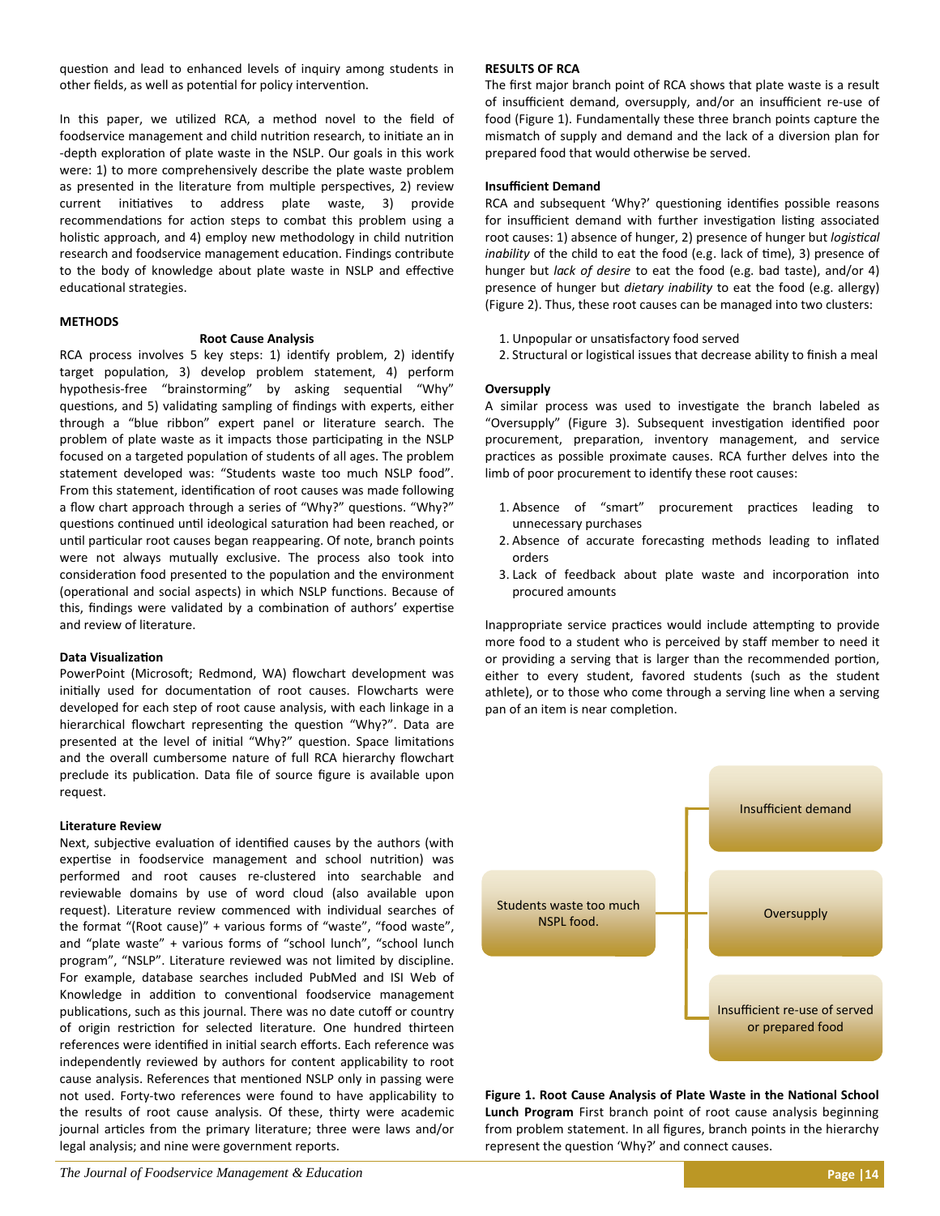question and lead to enhanced levels of inquiry among students in other fields, as well as potential for policy intervention.

In this paper, we utilized RCA, a method novel to the field of foodservice management and child nutrition research, to initiate an in-depth exploration of plate waste in the NSLP. Our goals in this work were: 1) to more comprehensively describe the plate waste problem as presented in the literature from multiple perspectives, 2) review current initiatives to address plate waste, 3) provide recommendations for action steps to combat this problem using a holistic approach, and 4) employ new methodology in child nutrition research and foodservice management education. Findings contribute to the body of knowledge about plate waste in NSLP and effective educational strategies.

## METHODS

### Root Cause Analysis

RCA process involves 5 key steps: 1) identify problem, 2) identify target population, 3) develop problem statement, 4) perform hypothesis-free "brainstorming" by asking sequential "Why" questions, and 5) validating sampling of findings with experts, either through a "blue ribbon" expert panel or literature search. The problem of plate waste as it impacts those participating in the NSLP focused on a targeted population of students of all ages. The problem statement developed was: "Students waste too much NSLP food". From this statement, identification of root causes was made following a flow chart approach through a series of "Why?" questions. "Why?" questions continued until ideological saturation had been reached, or until particular root causes began reappearing. Of note, branch points were not always mutually exclusive. The process also took into consideration food presented to the population and the environment (operational and social aspects) in which NSLP functions. Because of this, findings were validated by a combination of authors' expertise and review of literature.

### Data Visualization

PowerPoint (Microsoft; Redmond, WA) flowchart development was initially used for documentation of root causes. Flowcharts were developed for each step of root cause analysis, with each linkage in a hierarchical flowchart representing the question "Why?". Data are presented at the level of initial "Why?" question. Space limitations and the overall cumbersome nature of full RCA hierarchy flowchart preclude its publication. Data file of source figure is available upon request.

### Literature Review

Next, subjective evaluation of identified causes by the authors (with expertise in foodservice management and school nutrition) was performed and root causes re-clustered into searchable and reviewable domains by use of word cloud (also available upon request). Literature review commenced with individual searches of the format "(Root cause)" + various forms of "waste", "food waste", and "plate waste" + various forms of "school lunch", "school lunch program", "NSLP". Literature reviewed was not limited by discipline. For example, database searches included PubMed and ISI Web of Knowledge in addition to conventional foodservice management publications, such as this journal. There was no date cutoff or country of origin restriction for selected literature. One hundred thirteen references were identified in initial search efforts. Each reference was independently reviewed by authors for content applicability to root cause analysis. References that mentioned NSLP only in passing were not used. Forty-two references were found to have applicability to the results of root cause analysis. Of these, thirty were academic journal articles from the primary literature; three were laws and/or legal analysis; and nine were government reports.

## RESULTS OF RCA

The first major branch point of RCA shows that plate waste is a result of insufficient demand, oversupply, and/or an insufficient re-use of food (Figure 1). Fundamentally these three branch points capture the mismatch of supply and demand and the lack of a diversion plan for prepared food that would otherwise be served.

### Insufficient Demand

RCA and subsequent 'Why?' questioning identifies possible reasons for insufficient demand with further investigation listing associated root causes: 1) absence of hunger, 2) presence of hunger but *logistical inability* of the child to eat the food (e.g. lack of time), 3) presence of hunger but *lack of desire* to eat the food (e.g. bad taste), and/or 4) presence of hunger but *dietary inability* to eat the food (e.g. allergy) (Figure 2). Thus, these root causes can be managed into two clusters:

1. Unpopular or unsatisfactory food served
2. Structural or logistical issues that decrease ability to finish a meal

### Oversupply

A similar process was used to investigate the branch labeled as "Oversupply" (Figure 3). Subsequent investigation identified poor procurement, preparation, inventory management, and service practices as possible proximate causes. RCA further delves into the limb of poor procurement to identify these root causes:

1. Absence of "smart" procurement practices leading to unnecessary purchases
2. Absence of accurate forecasting methods leading to inflated orders
3. Lack of feedback about plate waste and incorporation into procured amounts

Inappropriate service practices would include attempting to provide more food to a student who is perceived by staff member to need it or providing a serving that is larger than the recommended portion, either to every student, favored students (such as the student athlete), or to those who come through a serving line when a serving pan of an item is near completion.

Students waste too much NSPL food. → Insufficient demand; Oversupply; Insufficient re-use of served or prepared food

**Figure 1. Root Cause Analysis of Plate Waste in the National School Lunch Program** First branch point of root cause analysis beginning from problem statement. In all figures, branch points in the hierarchy represent the question 'Why?' and connect causes.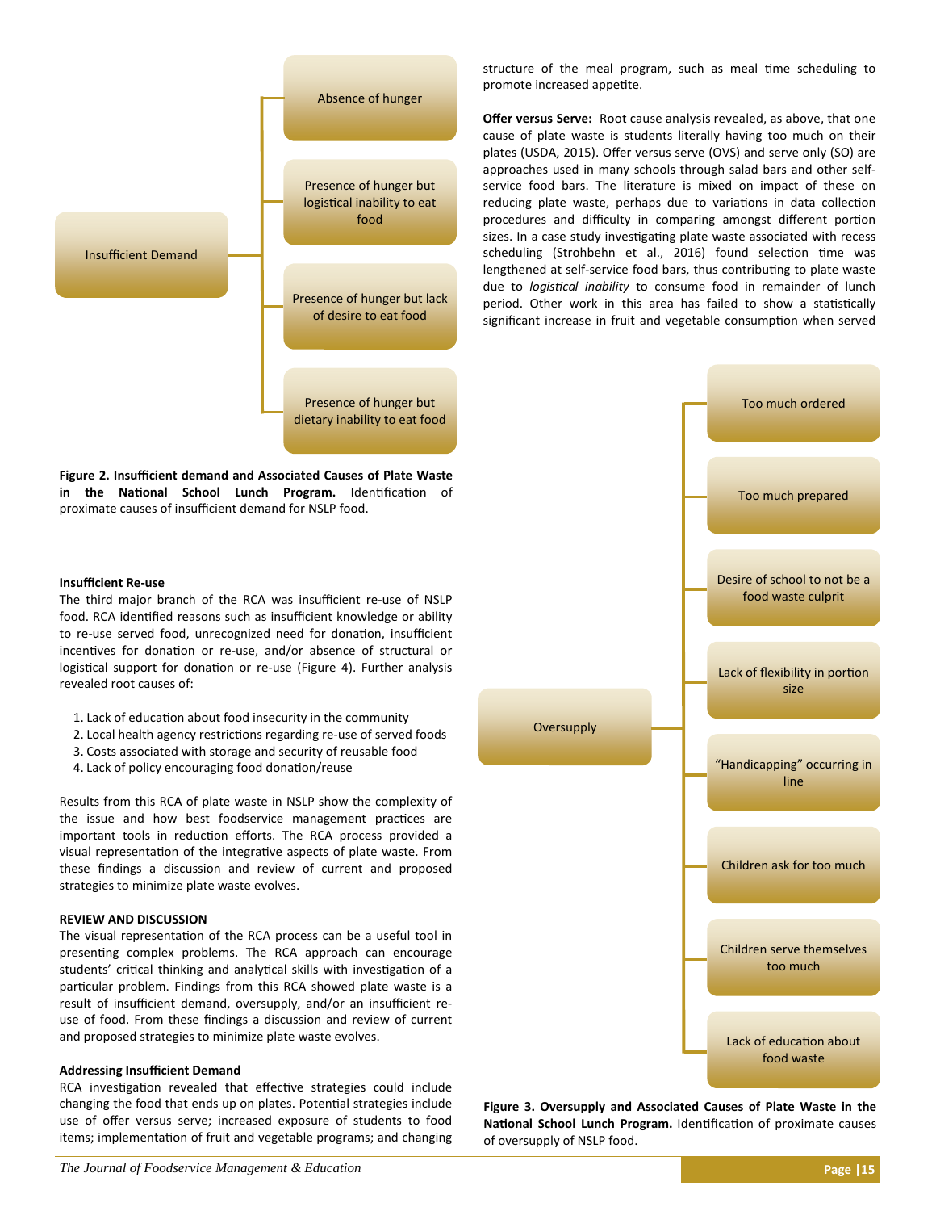Insufficient Demand

- Absence of hunger
- Presence of hunger but logistical inability to eat food
- Presence of hunger but lack of desire to eat food
- Presence of hunger but dietary inability to eat food

**Figure 2. Insufficient demand and Associated Causes of Plate Waste in the National School Lunch Program.** Identification of proximate causes of insufficient demand for NSLP food.

**Insufficient Re-use**

The third major branch of the RCA was insufficient re-use of NSLP food. RCA identified reasons such as insufficient knowledge or ability to re-use served food, unrecognized need for donation, insufficient incentives for donation or re-use, and/or absence of structural or logistical support for donation or re-use (Figure 4). Further analysis revealed root causes of:

1. Lack of education about food insecurity in the community
2. Local health agency restrictions regarding re-use of served foods
3. Costs associated with storage and security of reusable food
4. Lack of policy encouraging food donation/reuse

Results from this RCA of plate waste in NSLP show the complexity of the issue and how best foodservice management practices are important tools in reduction efforts. The RCA process provided a visual representation of the integrative aspects of plate waste. From these findings a discussion and review of current and proposed strategies to minimize plate waste evolves.

## REVIEW AND DISCUSSION

The visual representation of the RCA process can be a useful tool in presenting complex problems. The RCA approach can encourage students' critical thinking and analytical skills with investigation of a particular problem. Findings from this RCA showed plate waste is a result of insufficient demand, oversupply, and/or an insufficient re-use of food. From these findings a discussion and review of current and proposed strategies to minimize plate waste evolves.

**Addressing Insufficient Demand**

RCA investigation revealed that effective strategies could include changing the food that ends up on plates. Potential strategies include use of offer versus serve; increased exposure of students to food items; implementation of fruit and vegetable programs; and changing structure of the meal program, such as meal time scheduling to promote increased appetite.

**Offer versus Serve:** Root cause analysis revealed, as above, that one cause of plate waste is students literally having too much on their plates (USDA, 2015). Offer versus serve (OVS) and serve only (SO) are approaches used in many schools through salad bars and other self-service food bars. The literature is mixed on impact of these on reducing plate waste, perhaps due to variations in data collection procedures and difficulty in comparing amongst different portion sizes. In a case study investigating plate waste associated with recess scheduling (Strohbehn et al., 2016) found selection time was lengthened at self-service food bars, thus contributing to plate waste due to *logistical inability* to consume food in remainder of lunch period. Other work in this area has failed to show a statistically significant increase in fruit and vegetable consumption when served

Oversupply

- Too much ordered
- Too much prepared
- Desire of school to not be a food waste culprit
- Lack of flexibility in portion size
- "Handicapping" occurring in line
- Children ask for too much
- Children serve themselves too much
- Lack of education about food waste

**Figure 3. Oversupply and Associated Causes of Plate Waste in the National School Lunch Program.** Identification of proximate causes of oversupply of NSLP food.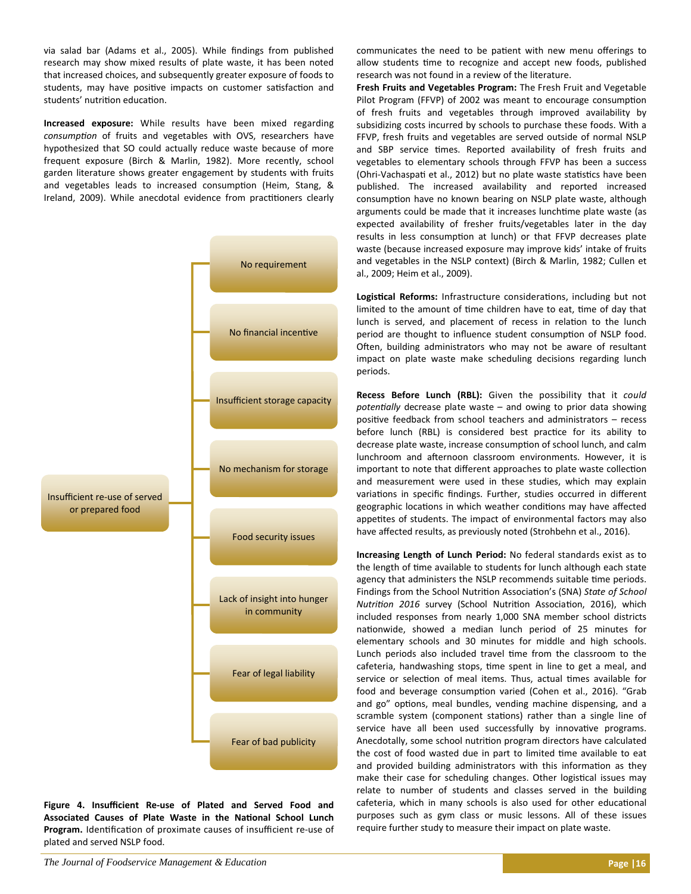via salad bar (Adams et al., 2005). While findings from published research may show mixed results of plate waste, it has been noted that increased choices, and subsequently greater exposure of foods to students, may have positive impacts on customer satisfaction and students' nutrition education.

**Increased exposure:** While results have been mixed regarding *consumption* of fruits and vegetables with OVS, researchers have hypothesized that SO could actually reduce waste because of more frequent exposure (Birch & Marlin, 1982). More recently, school garden literature shows greater engagement by students with fruits and vegetables leads to increased consumption (Heim, Stang, & Ireland, 2009). While anecdotal evidence from practitioners clearly communicates the need to be patient with new menu offerings to allow students time to recognize and accept new foods, published research was not found in a review of the literature.

Insufficient re-use of served or prepared food

- No requirement
- No financial incentive
- Insufficient storage capacity
- No mechanism for storage
- Food security issues
- Lack of insight into hunger in community
- Fear of legal liability
- Fear of bad publicity

**Figure 4. Insufficient Re-use of Plated and Served Food and Associated Causes of Plate Waste in the National School Lunch Program.** Identification of proximate causes of insufficient re-use of plated and served NSLP food.

**Fresh Fruits and Vegetables Program:** The Fresh Fruit and Vegetable Pilot Program (FFVP) of 2002 was meant to encourage consumption of fresh fruits and vegetables through improved availability by subsidizing costs incurred by schools to purchase these foods. With a FFVP, fresh fruits and vegetables are served outside of normal NSLP and SBP service times. Reported availability of fresh fruits and vegetables to elementary schools through FFVP has been a success (Ohri-Vachaspati et al., 2012) but no plate waste statistics have been published. The increased availability and reported increased consumption have no known bearing on NSLP plate waste, although arguments could be made that it increases lunchtime plate waste (as expected availability of fresher fruits/vegetables later in the day results in less consumption at lunch) or that FFVP decreases plate waste (because increased exposure may improve kids' intake of fruits and vegetables in the NSLP context) (Birch & Marlin, 1982; Cullen et al., 2009; Heim et al., 2009).

**Logistical Reforms:** Infrastructure considerations, including but not limited to the amount of time children have to eat, time of day that lunch is served, and placement of recess in relation to the lunch period are thought to influence student consumption of NSLP food. Often, building administrators who may not be aware of resultant impact on plate waste make scheduling decisions regarding lunch periods.

**Recess Before Lunch (RBL):** Given the possibility that it *could potentially* decrease plate waste – and owing to prior data showing positive feedback from school teachers and administrators – recess before lunch (RBL) is considered best practice for its ability to decrease plate waste, increase consumption of school lunch, and calm lunchroom and afternoon classroom environments. However, it is important to note that different approaches to plate waste collection and measurement were used in these studies, which may explain variations in specific findings. Further, studies occurred in different geographic locations in which weather conditions may have affected appetites of students. The impact of environmental factors may also have affected results, as previously noted (Strohbehn et al., 2016).

**Increasing Length of Lunch Period:** No federal standards exist as to the length of time available to students for lunch although each state agency that administers the NSLP recommends suitable time periods. Findings from the School Nutrition Association's (SNA) *State of School Nutrition 2016* survey (School Nutrition Association, 2016), which included responses from nearly 1,000 SNA member school districts nationwide, showed a median lunch period of 25 minutes for elementary schools and 30 minutes for middle and high schools. Lunch periods also included travel time from the classroom to the cafeteria, handwashing stops, time spent in line to get a meal, and service or selection of meal items. Thus, actual times available for food and beverage consumption varied (Cohen et al., 2016). "Grab and go" options, meal bundles, vending machine dispensing, and a scramble system (component stations) rather than a single line of service have all been used successfully by innovative programs. Anecdotally, some school nutrition program directors have calculated the cost of food wasted due in part to limited time available to eat and provided building administrators with this information as they make their case for scheduling changes. Other logistical issues may relate to number of students and classes served in the building cafeteria, which in many schools is also used for other educational purposes such as gym class or music lessons. All of these issues require further study to measure their impact on plate waste.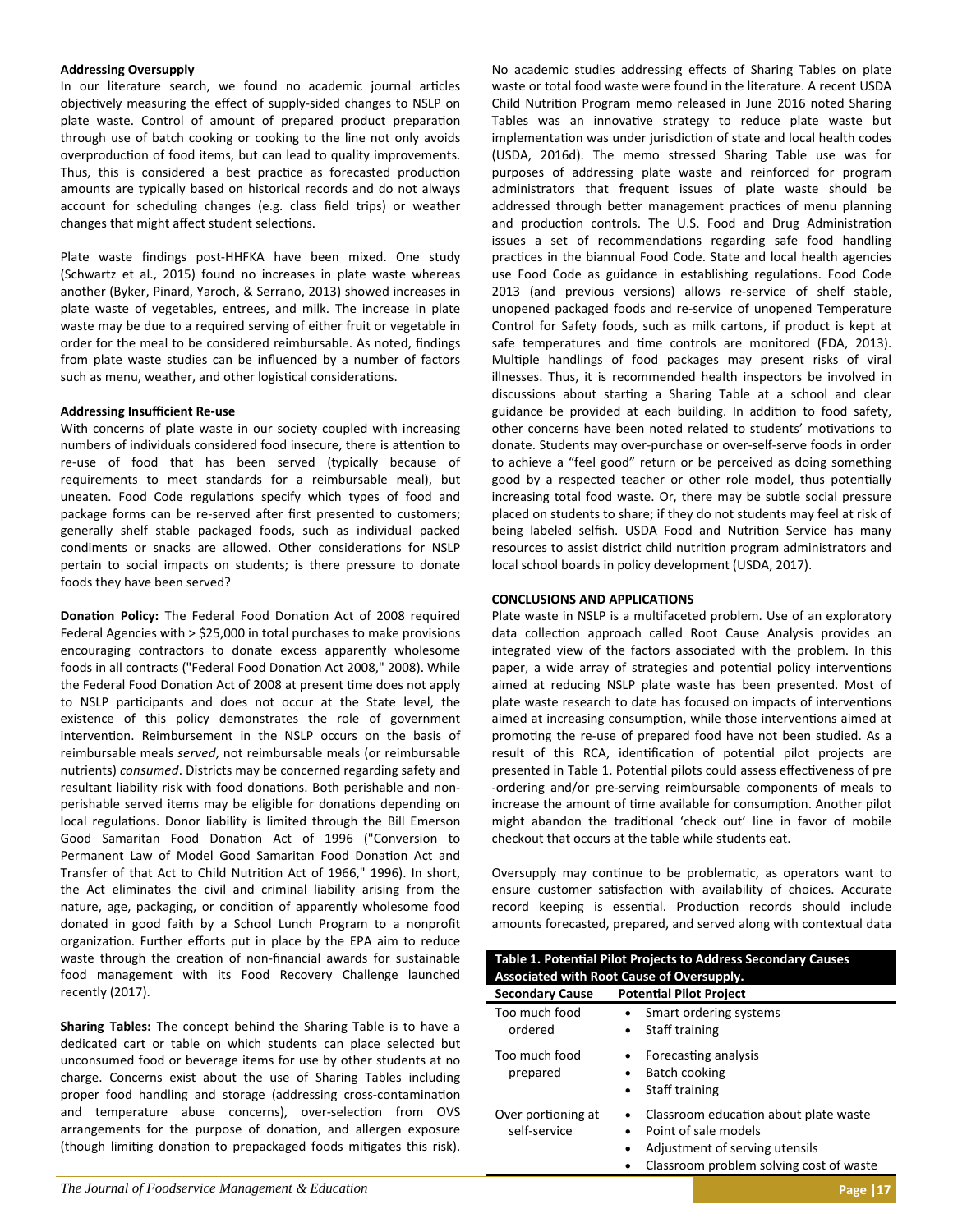**Addressing Oversupply**

In our literature search, we found no academic journal articles objectively measuring the effect of supply-sided changes to NSLP on plate waste. Control of amount of prepared product preparation through use of batch cooking or cooking to the line not only avoids overproduction of food items, but can lead to quality improvements. Thus, this is considered a best practice as forecasted production amounts are typically based on historical records and do not always account for scheduling changes (e.g. class field trips) or weather changes that might affect student selections.

Plate waste findings post-HHFKA have been mixed. One study (Schwartz et al., 2015) found no increases in plate waste whereas another (Byker, Pinard, Yaroch, & Serrano, 2013) showed increases in plate waste of vegetables, entrees, and milk. The increase in plate waste may be due to a required serving of either fruit or vegetable in order for the meal to be considered reimbursable. As noted, findings from plate waste studies can be influenced by a number of factors such as menu, weather, and other logistical considerations.

**Addressing Insufficient Re-use**

With concerns of plate waste in our society coupled with increasing numbers of individuals considered food insecure, there is attention to re-use of food that has been served (typically because of requirements to meet standards for a reimbursable meal), but uneaten. Food Code regulations specify which types of food and package forms can be re-served after first presented to customers; generally shelf stable packaged foods, such as individual packed condiments or snacks are allowed. Other considerations for NSLP pertain to social impacts on students; is there pressure to donate foods they have been served?

**Donation Policy:** The Federal Food Donation Act of 2008 required Federal Agencies with > $25,000 in total purchases to make provisions encouraging contractors to donate excess apparently wholesome foods in all contracts ("Federal Food Donation Act 2008," 2008). While the Federal Food Donation Act of 2008 at present time does not apply to NSLP participants and does not occur at the State level, the existence of this policy demonstrates the role of government intervention. Reimbursement in the NSLP occurs on the basis of reimbursable meals *served*, not reimbursable meals (or reimbursable nutrients) *consumed*. Districts may be concerned regarding safety and resultant liability risk with food donations. Both perishable and non-perishable served items may be eligible for donations depending on local regulations. Donor liability is limited through the Bill Emerson Good Samaritan Food Donation Act of 1996 ("Conversion to Permanent Law of Model Good Samaritan Food Donation Act and Transfer of that Act to Child Nutrition Act of 1966," 1996). In short, the Act eliminates the civil and criminal liability arising from the nature, age, packaging, or condition of apparently wholesome food donated in good faith by a School Lunch Program to a nonprofit organization. Further efforts put in place by the EPA aim to reduce waste through the creation of non-financial awards for sustainable food management with its Food Recovery Challenge launched recently (2017).

**Sharing Tables:** The concept behind the Sharing Table is to have a dedicated cart or table on which students can place selected but unconsumed food or beverage items for use by other students at no charge. Concerns exist about the use of Sharing Tables including proper food handling and storage (addressing cross-contamination and temperature abuse concerns), over-selection from OVS arrangements for the purpose of donation, and allergen exposure (though limiting donation to prepackaged foods mitigates this risk). No academic studies addressing effects of Sharing Tables on plate waste or total food waste were found in the literature. A recent USDA Child Nutrition Program memo released in June 2016 noted Sharing Tables was an innovative strategy to reduce plate waste but implementation was under jurisdiction of state and local health codes (USDA, 2016d). The memo stressed Sharing Table use was for purposes of addressing plate waste and reinforced for program administrators that frequent issues of plate waste should be addressed through better management practices of menu planning and production controls. The U.S. Food and Drug Administration issues a set of recommendations regarding safe food handling practices in the biannual Food Code. State and local health agencies use Food Code as guidance in establishing regulations. Food Code 2013 (and previous versions) allows re-service of shelf stable, unopened packaged foods and re-service of unopened Temperature Control for Safety foods, such as milk cartons, if product is kept at safe temperatures and time controls are monitored (FDA, 2013). Multiple handlings of food packages may present risks of viral illnesses. Thus, it is recommended health inspectors be involved in discussions about starting a Sharing Table at a school and clear guidance be provided at each building. In addition to food safety, other concerns have been noted related to students' motivations to donate. Students may over-purchase or over-self-serve foods in order to achieve a "feel good" return or be perceived as doing something good by a respected teacher or other role model, thus potentially increasing total food waste. Or, there may be subtle social pressure placed on students to share; if they do not students may feel at risk of being labeled selfish. USDA Food and Nutrition Service has many resources to assist district child nutrition program administrators and local school boards in policy development (USDA, 2017).

**CONCLUSIONS AND APPLICATIONS**

Plate waste in NSLP is a multifaceted problem. Use of an exploratory data collection approach called Root Cause Analysis provides an integrated view of the factors associated with the problem. In this paper, a wide array of strategies and potential policy interventions aimed at reducing NSLP plate waste has been presented. Most of plate waste research to date has focused on impacts of interventions aimed at increasing consumption, while those interventions aimed at promoting the re-use of prepared food have not been studied. As a result of this RCA, identification of potential pilot projects are presented in Table 1. Potential pilots could assess effectiveness of pre-ordering and/or pre-serving reimbursable components of meals to increase the amount of time available for consumption. Another pilot might abandon the traditional 'check out' line in favor of mobile checkout that occurs at the table while students eat.

Oversupply may continue to be problematic, as operators want to ensure customer satisfaction with availability of choices. Accurate record keeping is essential. Production records should include amounts forecasted, prepared, and served along with contextual data

**Table 1. Potential Pilot Projects to Address Secondary Causes Associated with Root Cause of Oversupply.**

| Secondary Cause | Potential Pilot Project |
|---|---|
| Too much food ordered | • Smart ordering systems<br>• Staff training |
| Too much food prepared | • Forecasting analysis<br>• Batch cooking<br>• Staff training |
| Over portioning at self-service | • Classroom education about plate waste<br>• Point of sale models<br>• Adjustment of serving utensils<br>• Classroom problem solving cost of waste |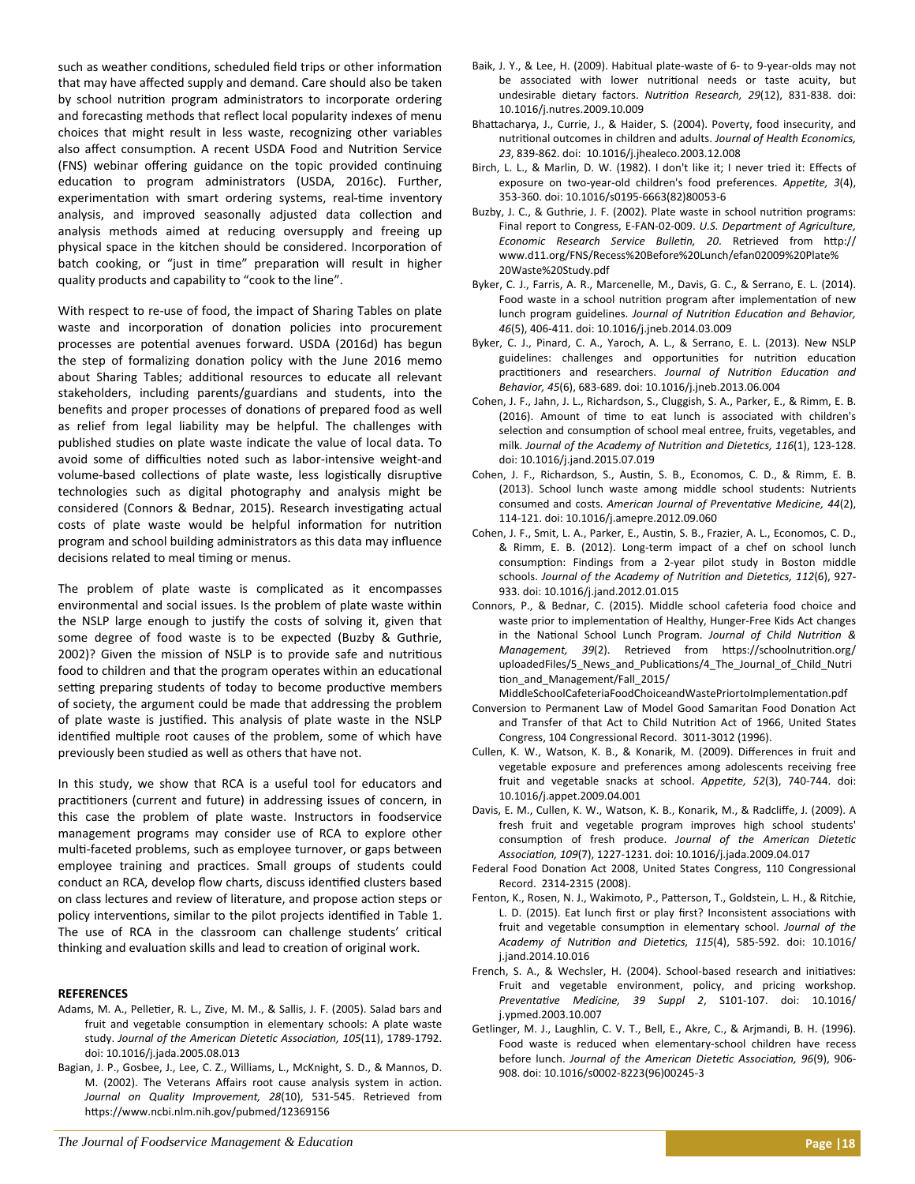such as weather conditions, scheduled field trips or other information that may have affected supply and demand. Care should also be taken by school nutrition program administrators to incorporate ordering and forecasting methods that reflect local popularity indexes of menu choices that might result in less waste, recognizing other variables also affect consumption. A recent USDA Food and Nutrition Service (FNS) webinar offering guidance on the topic provided continuing education to program administrators (USDA, 2016c). Further, experimentation with smart ordering systems, real-time inventory analysis, and improved seasonally adjusted data collection and analysis methods aimed at reducing oversupply and freeing up physical space in the kitchen should be considered. Incorporation of batch cooking, or "just in time" preparation will result in higher quality products and capability to "cook to the line".

With respect to re-use of food, the impact of Sharing Tables on plate waste and incorporation of donation policies into procurement processes are potential avenues forward. USDA (2016d) has begun the step of formalizing donation policy with the June 2016 memo about Sharing Tables; additional resources to educate all relevant stakeholders, including parents/guardians and students, into the benefits and proper processes of donations of prepared food as well as relief from legal liability may be helpful. The challenges with published studies on plate waste indicate the value of local data. To avoid some of difficulties noted such as labor-intensive weight-and volume-based collections of plate waste, less logistically disruptive technologies such as digital photography and analysis might be considered (Connors & Bednar, 2015). Research investigating actual costs of plate waste would be helpful information for nutrition program and school building administrators as this data may influence decisions related to meal timing or menus.

The problem of plate waste is complicated as it encompasses environmental and social issues. Is the problem of plate waste within the NSLP large enough to justify the costs of solving it, given that some degree of food waste is to be expected (Buzby & Guthrie, 2002)? Given the mission of NSLP is to provide safe and nutritious food to children and that the program operates within an educational setting preparing students of today to become productive members of society, the argument could be made that addressing the problem of plate waste is justified. This analysis of plate waste in the NSLP identified multiple root causes of the problem, some of which have previously been studied as well as others that have not.

In this study, we show that RCA is a useful tool for educators and practitioners (current and future) in addressing issues of concern, in this case the problem of plate waste. Instructors in foodservice management programs may consider use of RCA to explore other multi-faceted problems, such as employee turnover, or gaps between employee training and practices. Small groups of students could conduct an RCA, develop flow charts, discuss identified clusters based on class lectures and review of literature, and propose action steps or policy interventions, similar to the pilot projects identified in Table 1. The use of RCA in the classroom can challenge students' critical thinking and evaluation skills and lead to creation of original work.

## REFERENCES

Adams, M. A., Pelletier, R. L., Zive, M. M., & Sallis, J. F. (2005). Salad bars and fruit and vegetable consumption in elementary schools: A plate waste study. *Journal of the American Dietetic Association, 105*(11), 1789-1792. doi: 10.1016/j.jada.2005.08.013

Bagian, J. P., Gosbee, J., Lee, C. Z., Williams, L., McKnight, S. D., & Mannos, D. M. (2002). The Veterans Affairs root cause analysis system in action. *Journal on Quality Improvement, 28*(10), 531-545. Retrieved from https://www.ncbi.nlm.nih.gov/pubmed/12369156

Baik, J. Y., & Lee, H. (2009). Habitual plate-waste of 6- to 9-year-olds may not be associated with lower nutritional needs or taste acuity, but undesirable dietary factors. *Nutrition Research, 29*(12), 831-838. doi: 10.1016/j.nutres.2009.10.009

Bhattacharya, J., Currie, J., & Haider, S. (2004). Poverty, food insecurity, and nutritional outcomes in children and adults. *Journal of Health Economics, 23*, 839-862. doi: 10.1016/j.jhealeco.2003.12.008

Birch, L. L., & Marlin, D. W. (1982). I don't like it; I never tried it: Effects of exposure on two-year-old children's food preferences. *Appetite, 3*(4), 353-360. doi: 10.1016/s0195-6663(82)80053-6

Buzby, J. C., & Guthrie, J. F. (2002). Plate waste in school nutrition programs: Final report to Congress, E-FAN-02-009. *U.S. Department of Agriculture, Economic Research Service Bulletin, 20*. Retrieved from http://www.d11.org/FNS/Recess%20Before%20Lunch/efan02009%20Plate%20Waste%20Study.pdf

Byker, C. J., Farris, A. R., Marcenelle, M., Davis, G. C., & Serrano, E. L. (2014). Food waste in a school nutrition program after implementation of new lunch program guidelines. *Journal of Nutrition Education and Behavior, 46*(5), 406-411. doi: 10.1016/j.jneb.2014.03.009

Byker, C. J., Pinard, C. A., Yaroch, A. L., & Serrano, E. L. (2013). New NSLP guidelines: challenges and opportunities for nutrition education practitioners and researchers. *Journal of Nutrition Education and Behavior, 45*(6), 683-689. doi: 10.1016/j.jneb.2013.06.004

Cohen, J. F., Jahn, J. L., Richardson, S., Cluggish, S. A., Parker, E., & Rimm, E. B. (2016). Amount of time to eat lunch is associated with children's selection and consumption of school meal entree, fruits, vegetables, and milk. *Journal of the Academy of Nutrition and Dietetics, 116*(1), 123-128. doi: 10.1016/j.jand.2015.07.019

Cohen, J. F., Richardson, S., Austin, S. B., Economos, C. D., & Rimm, E. B. (2013). School lunch waste among middle school students: Nutrients consumed and costs. *American Journal of Preventative Medicine, 44*(2), 114-121. doi: 10.1016/j.amepre.2012.09.060

Cohen, J. F., Smit, L. A., Parker, E., Austin, S. B., Frazier, A. L., Economos, C. D., & Rimm, E. B. (2012). Long-term impact of a chef on school lunch consumption: Findings from a 2-year pilot study in Boston middle schools. *Journal of the Academy of Nutrition and Dietetics, 112*(6), 927-933. doi: 10.1016/j.jand.2012.01.015

Connors, P., & Bednar, C. (2015). Middle school cafeteria food choice and waste prior to implementation of Healthy, Hunger-Free Kids Act changes in the National School Lunch Program. *Journal of Child Nutrition & Management, 39*(2). Retrieved from https://schoolnutrition.org/uploadedFiles/5_News_and_Publications/4_The_Journal_of_Child_Nutrition_and_Management/Fall_2015/MiddleSchoolCafeteriaFoodChoiceandWastePriortoImplementation.pdf

Conversion to Permanent Law of Model Good Samaritan Food Donation Act and Transfer of that Act to Child Nutrition Act of 1966, United States Congress, 104 Congressional Record. 3011-3012 (1996).

Cullen, K. W., Watson, K. B., & Konarik, M. (2009). Differences in fruit and vegetable exposure and preferences among adolescents receiving free fruit and vegetable snacks at school. *Appetite, 52*(3), 740-744. doi: 10.1016/j.appet.2009.04.001

Davis, E. M., Cullen, K. W., Watson, K. B., Konarik, M., & Radcliffe, J. (2009). A fresh fruit and vegetable program improves high school students' consumption of fresh produce. *Journal of the American Dietetic Association, 109*(7), 1227-1231. doi: 10.1016/j.jada.2009.04.017

Federal Food Donation Act 2008, United States Congress, 110 Congressional Record. 2314-2315 (2008).

Fenton, K., Rosen, N. J., Wakimoto, P., Patterson, T., Goldstein, L. H., & Ritchie, L. D. (2015). Eat lunch first or play first? Inconsistent associations with fruit and vegetable consumption in elementary school. *Journal of the Academy of Nutrition and Dietetics, 115*(4), 585-592. doi: 10.1016/j.jand.2014.10.016

French, S. A., & Wechsler, H. (2004). School-based research and initiatives: Fruit and vegetable environment, policy, and pricing workshop. *Preventative Medicine, 39 Suppl 2*, S101-107. doi: 10.1016/j.ypmed.2003.10.007

Getlinger, M. J., Laughlin, C. V. T., Bell, E., Akre, C., & Arjmandi, B. H. (1996). Food waste is reduced when elementary-school children have recess before lunch. *Journal of the American Dietetic Association, 96*(9), 906-908. doi: 10.1016/s0002-8223(96)00245-3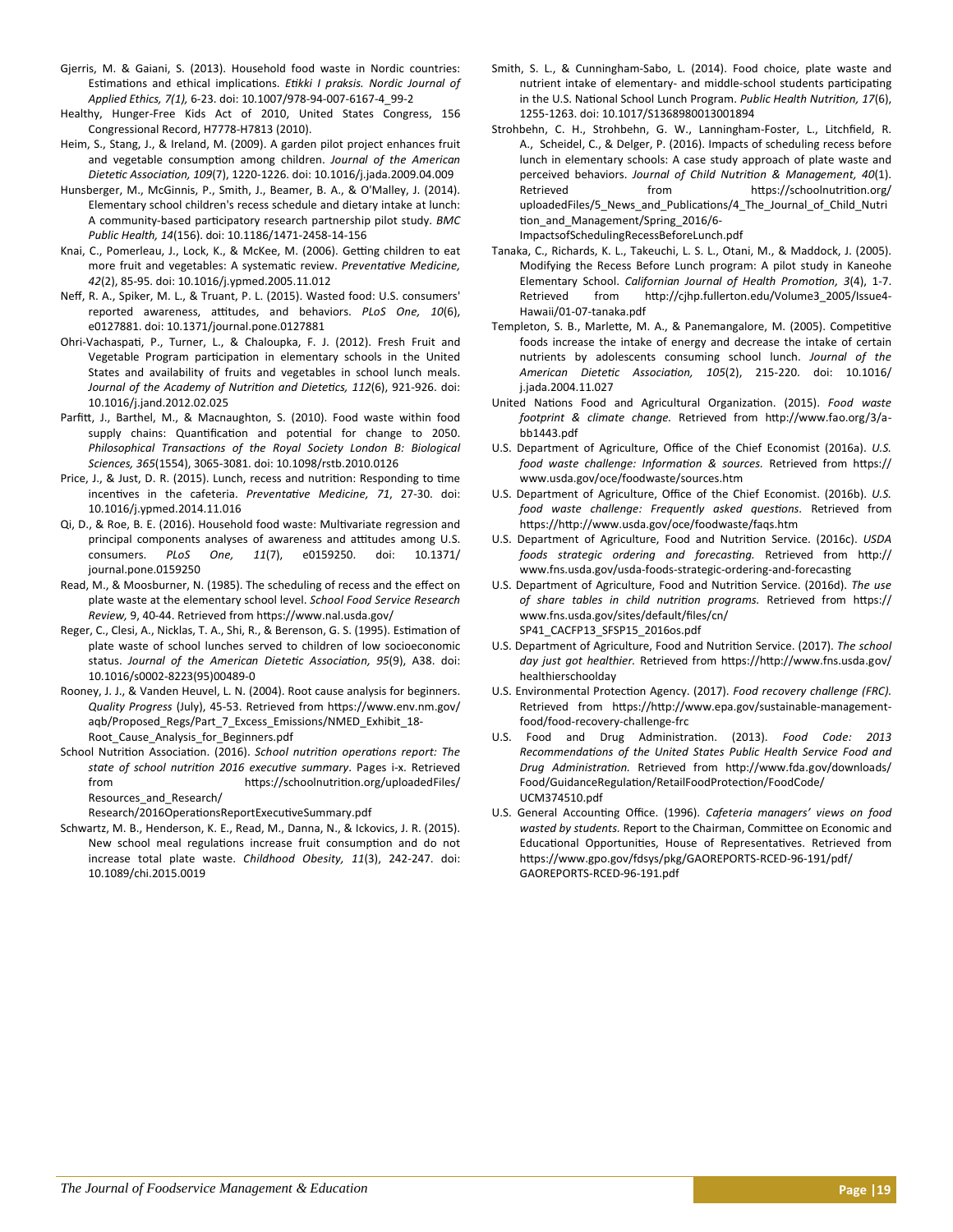Gjerris, M. & Gaiani, S. (2013). Household food waste in Nordic countries: Estimations and ethical implications. *Etikki I praksis. Nordic Journal of Applied Ethics, 7(1),* 6-23. doi: 10.1007/978-94-007-6167-4_99-2

Healthy, Hunger-Free Kids Act of 2010, United States Congress, 156 Congressional Record, H7778-H7813 (2010).

Heim, S., Stang, J., & Ireland, M. (2009). A garden pilot project enhances fruit and vegetable consumption among children. *Journal of the American Dietetic Association, 109*(7), 1220-1226. doi: 10.1016/j.jada.2009.04.009

Hunsberger, M., McGinnis, P., Smith, J., Beamer, B. A., & O'Malley, J. (2014). Elementary school children's recess schedule and dietary intake at lunch: A community-based participatory research partnership pilot study. *BMC Public Health, 14*(156). doi: 10.1186/1471-2458-14-156

Knai, C., Pomerleau, J., Lock, K., & McKee, M. (2006). Getting children to eat more fruit and vegetables: A systematic review. *Preventative Medicine, 42*(2), 85-95. doi: 10.1016/j.ypmed.2005.11.012

Neff, R. A., Spiker, M. L., & Truant, P. L. (2015). Wasted food: U.S. consumers' reported awareness, attitudes, and behaviors. *PLoS One, 10*(6), e0127881. doi: 10.1371/journal.pone.0127881

Ohri-Vachaspati, P., Turner, L., & Chaloupka, F. J. (2012). Fresh Fruit and Vegetable Program participation in elementary schools in the United States and availability of fruits and vegetables in school lunch meals. *Journal of the Academy of Nutrition and Dietetics, 112*(6), 921-926. doi: 10.1016/j.jand.2012.02.025

Parfitt, J., Barthel, M., & Macnaughton, S. (2010). Food waste within food supply chains: Quantification and potential for change to 2050. *Philosophical Transactions of the Royal Society London B: Biological Sciences, 365*(1554), 3065-3081. doi: 10.1098/rstb.2010.0126

Price, J., & Just, D. R. (2015). Lunch, recess and nutrition: Responding to time incentives in the cafeteria. *Preventative Medicine, 71*, 27-30. doi: 10.1016/j.ypmed.2014.11.016

Qi, D., & Roe, B. E. (2016). Household food waste: Multivariate regression and principal components analyses of awareness and attitudes among U.S. consumers. *PLoS One, 11*(7), e0159250. doi: 10.1371/journal.pone.0159250

Read, M., & Moosburner, N. (1985). The scheduling of recess and the effect on plate waste at the elementary school level. *School Food Service Research Review,* 9, 40-44. Retrieved from https://www.nal.usda.gov/

Reger, C., Clesi, A., Nicklas, T. A., Shi, R., & Berenson, G. S. (1995). Estimation of plate waste of school lunches served to children of low socioeconomic status. *Journal of the American Dietetic Association, 95*(9), A38. doi: 10.1016/s0002-8223(95)00489-0

Rooney, J. J., & Vanden Heuvel, L. N. (2004). Root cause analysis for beginners. *Quality Progress* (July), 45-53. Retrieved from https://www.env.nm.gov/aqb/Proposed_Regs/Part_7_Excess_Emissions/NMED_Exhibit_18-Root_Cause_Analysis_for_Beginners.pdf

School Nutrition Association. (2016). *School nutrition operations report: The state of school nutrition 2016 executive summary*. Pages i-x. Retrieved from https://schoolnutrition.org/uploadedFiles/Resources_and_Research/Research/2016OperationsReportExecutiveSummary.pdf

Schwartz, M. B., Henderson, K. E., Read, M., Danna, N., & Ickovics, J. R. (2015). New school meal regulations increase fruit consumption and do not increase total plate waste. *Childhood Obesity, 11*(3), 242-247. doi: 10.1089/chi.2015.0019

Smith, S. L., & Cunningham-Sabo, L. (2014). Food choice, plate waste and nutrient intake of elementary- and middle-school students participating in the U.S. National School Lunch Program. *Public Health Nutrition, 17*(6), 1255-1263. doi: 10.1017/S1368980013001894

Strohbehn, C. H., Strohbehn, G. W., Lanningham-Foster, L., Litchfield, R. A., Scheidel, C., & Delger, P. (2016). Impacts of scheduling recess before lunch in elementary schools: A case study approach of plate waste and perceived behaviors. *Journal of Child Nutrition & Management, 40*(1). Retrieved from https://schoolnutrition.org/uploadedFiles/5_News_and_Publications/4_The_Journal_of_Child_Nutrition_and_Management/Spring_2016/6-ImpactsofSchedulingRecessBeforeLunch.pdf

Tanaka, C., Richards, K. L., Takeuchi, L. S. L., Otani, M., & Maddock, J. (2005). Modifying the Recess Before Lunch program: A pilot study in Kaneohe Elementary School. *Californian Journal of Health Promotion, 3*(4), 1-7. Retrieved from http://cjhp.fullerton.edu/Volume3_2005/Issue4-Hawaii/01-07-tanaka.pdf

Templeton, S. B., Marlette, M. A., & Panemangalore, M. (2005). Competitive foods increase the intake of energy and decrease the intake of certain nutrients by adolescents consuming school lunch. *Journal of the American Dietetic Association, 105*(2), 215-220. doi: 10.1016/j.jada.2004.11.027

United Nations Food and Agricultural Organization. (2015). *Food waste footprint & climate change.* Retrieved from http://www.fao.org/3/a-bb1443.pdf

U.S. Department of Agriculture, Office of the Chief Economist (2016a). *U.S. food waste challenge: Information & sources.* Retrieved from https://www.usda.gov/oce/foodwaste/sources.htm

U.S. Department of Agriculture, Office of the Chief Economist. (2016b). *U.S. food waste challenge: Frequently asked questions.* Retrieved from https://http://www.usda.gov/oce/foodwaste/faqs.htm

U.S. Department of Agriculture, Food and Nutrition Service. (2016c). *USDA foods strategic ordering and forecasting.* Retrieved from http://www.fns.usda.gov/usda-foods-strategic-ordering-and-forecasting

U.S. Department of Agriculture, Food and Nutrition Service. (2016d). *The use of share tables in child nutrition programs.* Retrieved from https://www.fns.usda.gov/sites/default/files/cn/SP41_CACFP13_SFSP15_2016os.pdf

U.S. Department of Agriculture, Food and Nutrition Service. (2017). *The school day just got healthier.* Retrieved from https://http://www.fns.usda.gov/healthierschoolday

U.S. Environmental Protection Agency. (2017). *Food recovery challenge (FRC).* Retrieved from https://http://www.epa.gov/sustainable-management-food/food-recovery-challenge-frc

U.S. Food and Drug Administration. (2013). *Food Code: 2013 Recommendations of the United States Public Health Service Food and Drug Administration.* Retrieved from http://www.fda.gov/downloads/Food/GuidanceRegulation/RetailFoodProtection/FoodCode/UCM374510.pdf

U.S. General Accounting Office. (1996). *Cafeteria managers' views on food wasted by students.* Report to the Chairman, Committee on Economic and Educational Opportunities, House of Representatives. Retrieved from https://www.gpo.gov/fdsys/pkg/GAOREPORTS-RCED-96-191/pdf/GAOREPORTS-RCED-96-191.pdf